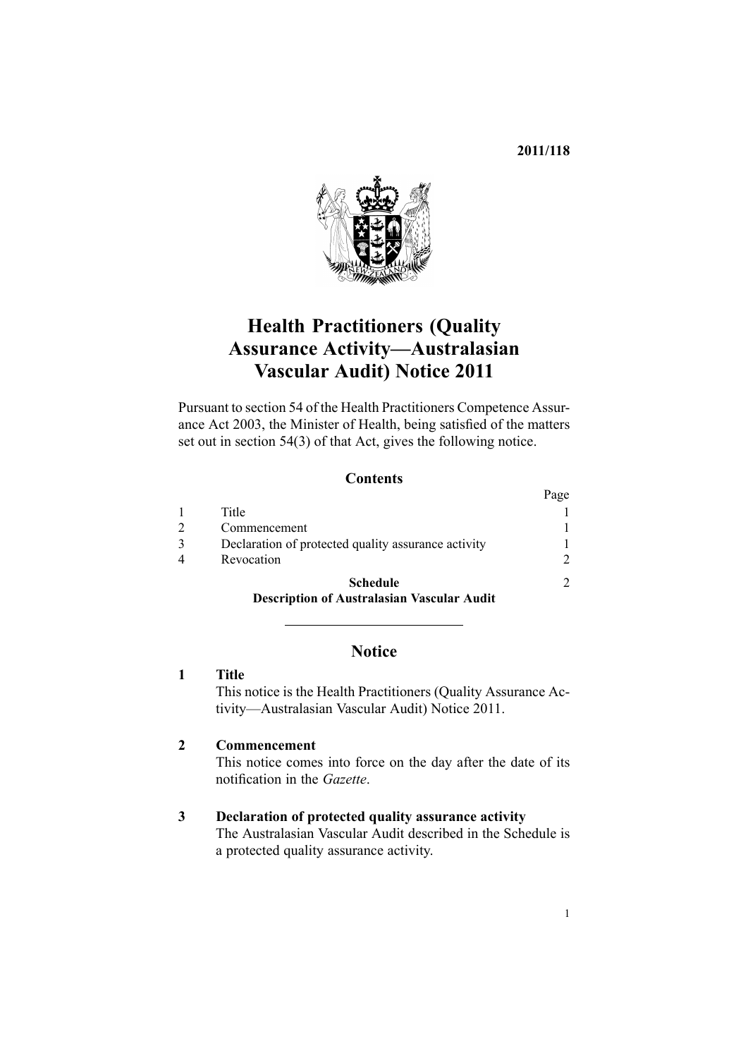**2011/118**

# Health Practitioners (Quality Assurance Activity—Australasian Vascular Audit) Notice 2011

Pursuant to section 54 of the Health Practitioners Competence Assurance Act 2003, the Minister of Health, being satisfied of the matters set out in section 54(3) of that Act, gives the following notice.

## Contents

| | | Page |
|---|---|---|
| 1 | Title | 1 |
| 2 | Commencement | 1 |
| 3 | Declaration of protected quality assurance activity | 1 |
| 4 | Revocation | 2 |
| | **Schedule** **Description of Australasian Vascular Audit** | 2 |

---

## Notice

### 1 Title

This notice is the Health Practitioners (Quality Assurance Activity—Australasian Vascular Audit) Notice 2011.

### 2 Commencement

This notice comes into force on the day after the date of its notification in the *Gazette*.

### 3 Declaration of protected quality assurance activity

The Australasian Vascular Audit described in the Schedule is a protected quality assurance activity.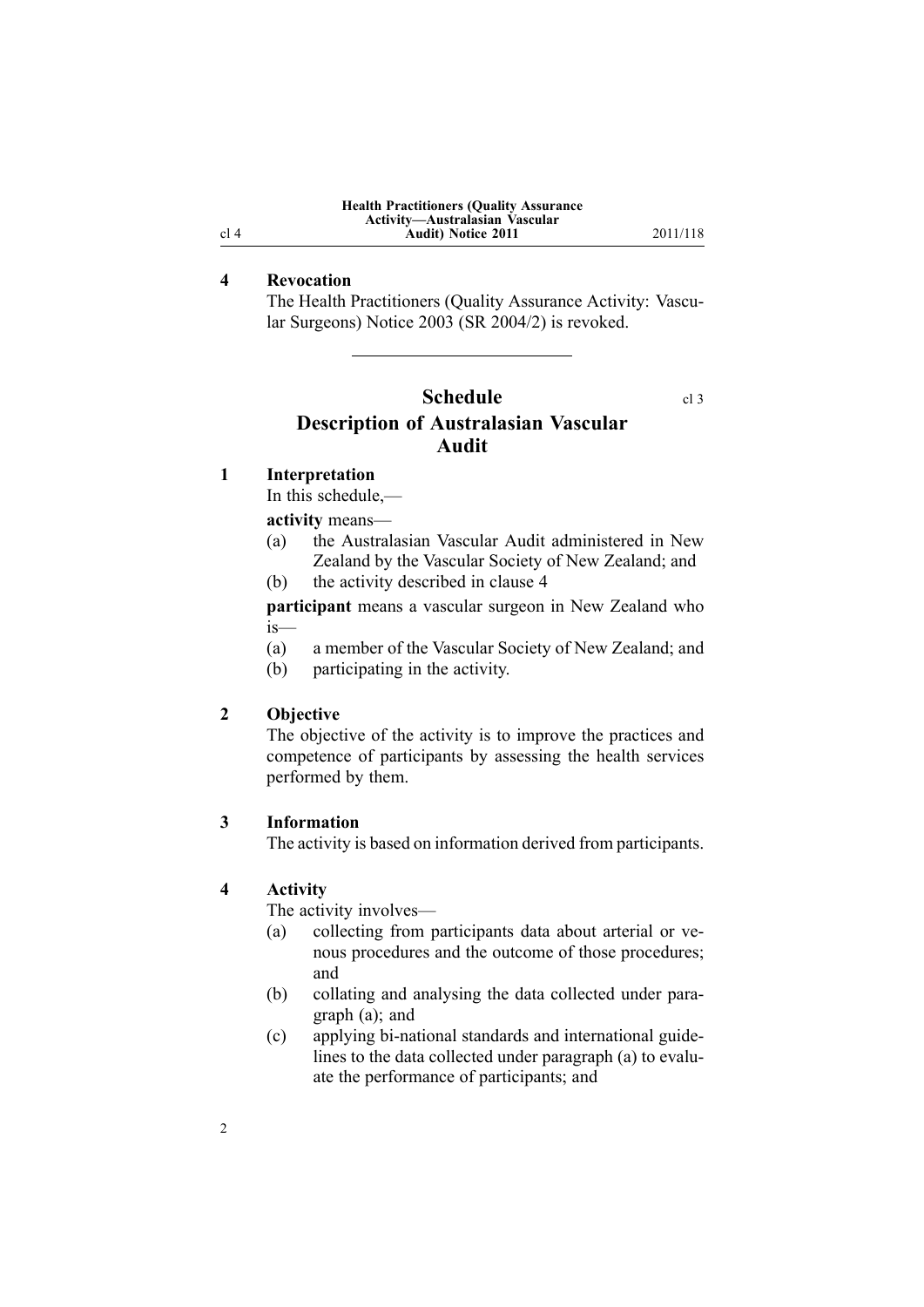## 4 Revocation

The Health Practitioners (Quality Assurance Activity: Vascular Surgeons) Notice 2003 (SR 2004/2) is revoked.

---

# Schedule

cl 3

# Description of Australasian Vascular Audit

## 1 Interpretation

In this schedule,—

**activity** means—

(a) the Australasian Vascular Audit administered in New Zealand by the Vascular Society of New Zealand; and

(b) the activity described in clause 4

**participant** means a vascular surgeon in New Zealand who is—

(a) a member of the Vascular Society of New Zealand; and

(b) participating in the activity.

## 2 Objective

The objective of the activity is to improve the practices and competence of participants by assessing the health services performed by them.

## 3 Information

The activity is based on information derived from participants.

## 4 Activity

The activity involves—

(a) collecting from participants data about arterial or venous procedures and the outcome of those procedures; and

(b) collating and analysing the data collected under paragraph (a); and

(c) applying bi-national standards and international guidelines to the data collected under paragraph (a) to evaluate the performance of participants; and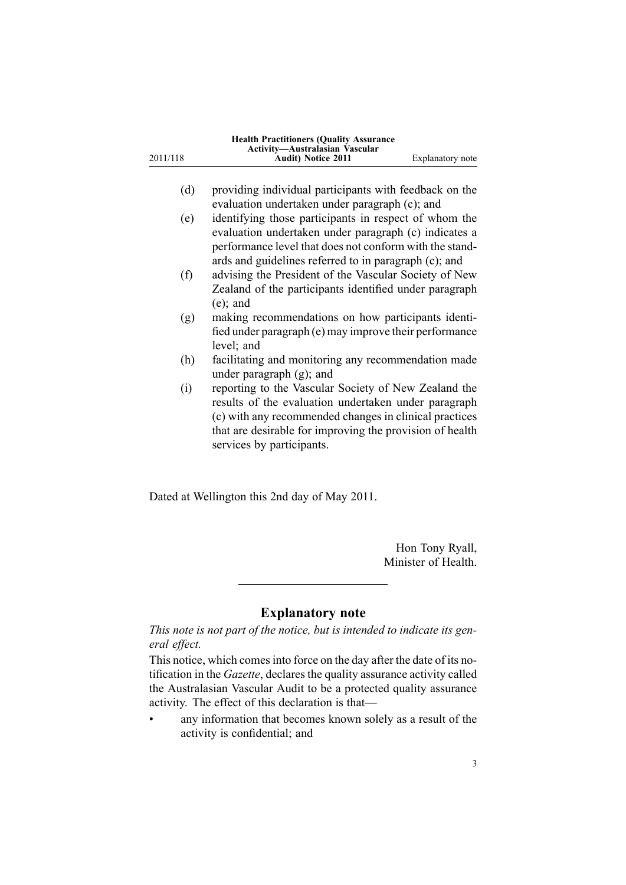(d) providing individual participants with feedback on the evaluation undertaken under paragraph (c); and

(e) identifying those participants in respect of whom the evaluation undertaken under paragraph (c) indicates a performance level that does not conform with the standards and guidelines referred to in paragraph (c); and

(f) advising the President of the Vascular Society of New Zealand of the participants identified under paragraph (e); and

(g) making recommendations on how participants identified under paragraph (e) may improve their performance level; and

(h) facilitating and monitoring any recommendation made under paragraph (g); and

(i) reporting to the Vascular Society of New Zealand the results of the evaluation undertaken under paragraph (c) with any recommended changes in clinical practices that are desirable for improving the provision of health services by participants.

Dated at Wellington this 2nd day of May 2011.

Hon Tony Ryall,
Minister of Health.

## Explanatory note

*This note is not part of the notice, but is intended to indicate its general effect.*

This notice, which comes into force on the day after the date of its notification in the *Gazette*, declares the quality assurance activity called the Australasian Vascular Audit to be a protected quality assurance activity. The effect of this declaration is that—

- any information that becomes known solely as a result of the activity is confidential; and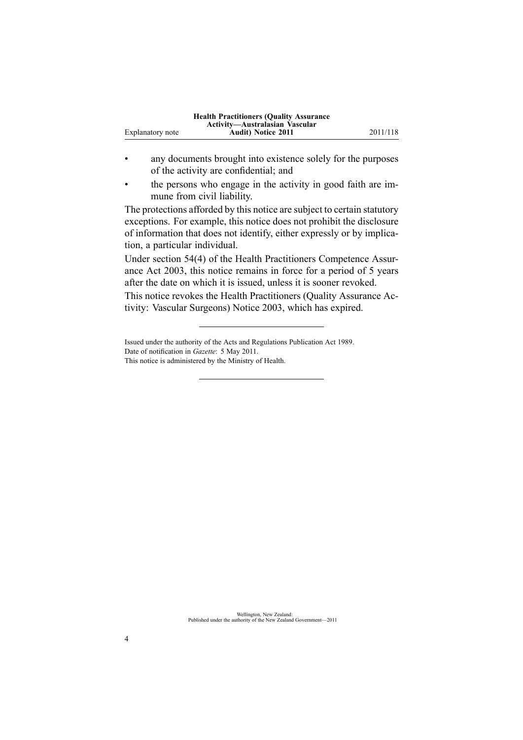- any documents brought into existence solely for the purposes of the activity are confidential; and
- the persons who engage in the activity in good faith are immune from civil liability.

The protections afforded by this notice are subject to certain statutory exceptions. For example, this notice does not prohibit the disclosure of information that does not identify, either expressly or by implication, a particular individual.

Under section 54(4) of the Health Practitioners Competence Assurance Act 2003, this notice remains in force for a period of 5 years after the date on which it is issued, unless it is sooner revoked.

This notice revokes the Health Practitioners (Quality Assurance Activity: Vascular Surgeons) Notice 2003, which has expired.

---

Issued under the authority of the Acts and Regulations Publication Act 1989.
Date of notification in *Gazette*: 5 May 2011.
This notice is administered by the Ministry of Health.

---

Wellington, New Zealand:
Published under the authority of the New Zealand Government—2011